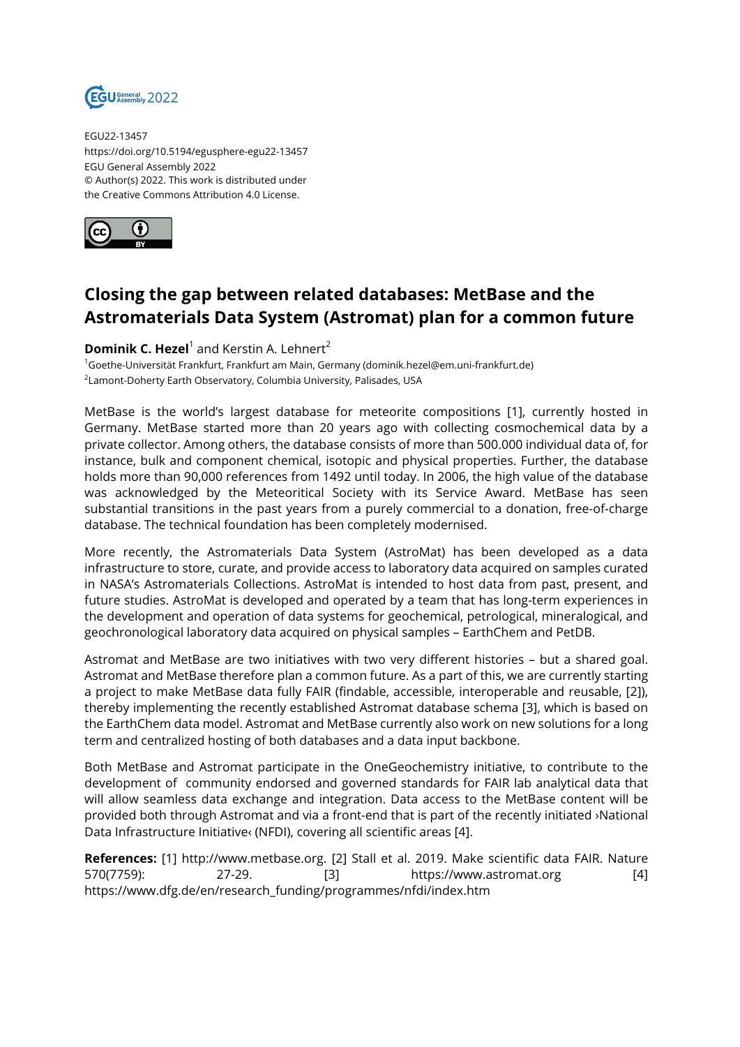EGU22-13457
https://doi.org/10.5194/egusphere-egu22-13457
EGU General Assembly 2022
© Author(s) 2022. This work is distributed under the Creative Commons Attribution 4.0 License.

# Closing the gap between related databases: MetBase and the Astromaterials Data System (Astromat) plan for a common future

**Dominik C. Hezel**[1] and Kerstin A. Lehnert[2]

[1]Goethe-Universität Frankfurt, Frankfurt am Main, Germany (dominik.hezel@em.uni-frankfurt.de)
[2]Lamont-Doherty Earth Observatory, Columbia University, Palisades, USA

MetBase is the world's largest database for meteorite compositions [1], currently hosted in Germany. MetBase started more than 20 years ago with collecting cosmochemical data by a private collector. Among others, the database consists of more than 500.000 individual data of, for instance, bulk and component chemical, isotopic and physical properties. Further, the database holds more than 90,000 references from 1492 until today. In 2006, the high value of the database was acknowledged by the Meteoritical Society with its Service Award. MetBase has seen substantial transitions in the past years from a purely commercial to a donation, free-of-charge database. The technical foundation has been completely modernised.

More recently, the Astromaterials Data System (AstroMat) has been developed as a data infrastructure to store, curate, and provide access to laboratory data acquired on samples curated in NASA's Astromaterials Collections. AstroMat is intended to host data from past, present, and future studies. AstroMat is developed and operated by a team that has long-term experiences in the development and operation of data systems for geochemical, petrological, mineralogical, and geochronological laboratory data acquired on physical samples – EarthChem and PetDB.

Astromat and MetBase are two initiatives with two very different histories – but a shared goal. Astromat and MetBase therefore plan a common future. As a part of this, we are currently starting a project to make MetBase data fully FAIR (findable, accessible, interoperable and reusable, [2]), thereby implementing the recently established Astromat database schema [3], which is based on the EarthChem data model. Astromat and MetBase currently also work on new solutions for a long term and centralized hosting of both databases and a data input backbone.

Both MetBase and Astromat participate in the OneGeochemistry initiative, to contribute to the development of community endorsed and governed standards for FAIR lab analytical data that will allow seamless data exchange and integration. Data access to the MetBase content will be provided both through Astromat and via a front-end that is part of the recently initiated ›National Data Infrastructure Initiative‹ (NFDI), covering all scientific areas [4].

**References:** [1] http://www.metbase.org. [2] Stall et al. 2019. Make scientific data FAIR. Nature 570(7759): 27-29. [3] https://www.astromat.org [4] https://www.dfg.de/en/research_funding/programmes/nfdi/index.htm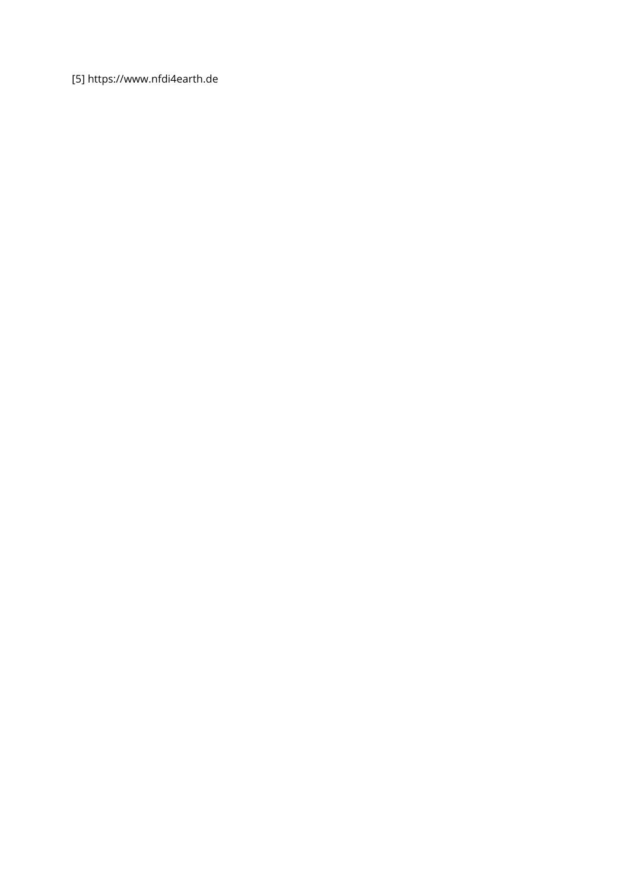[5] https://www.nfdi4earth.de